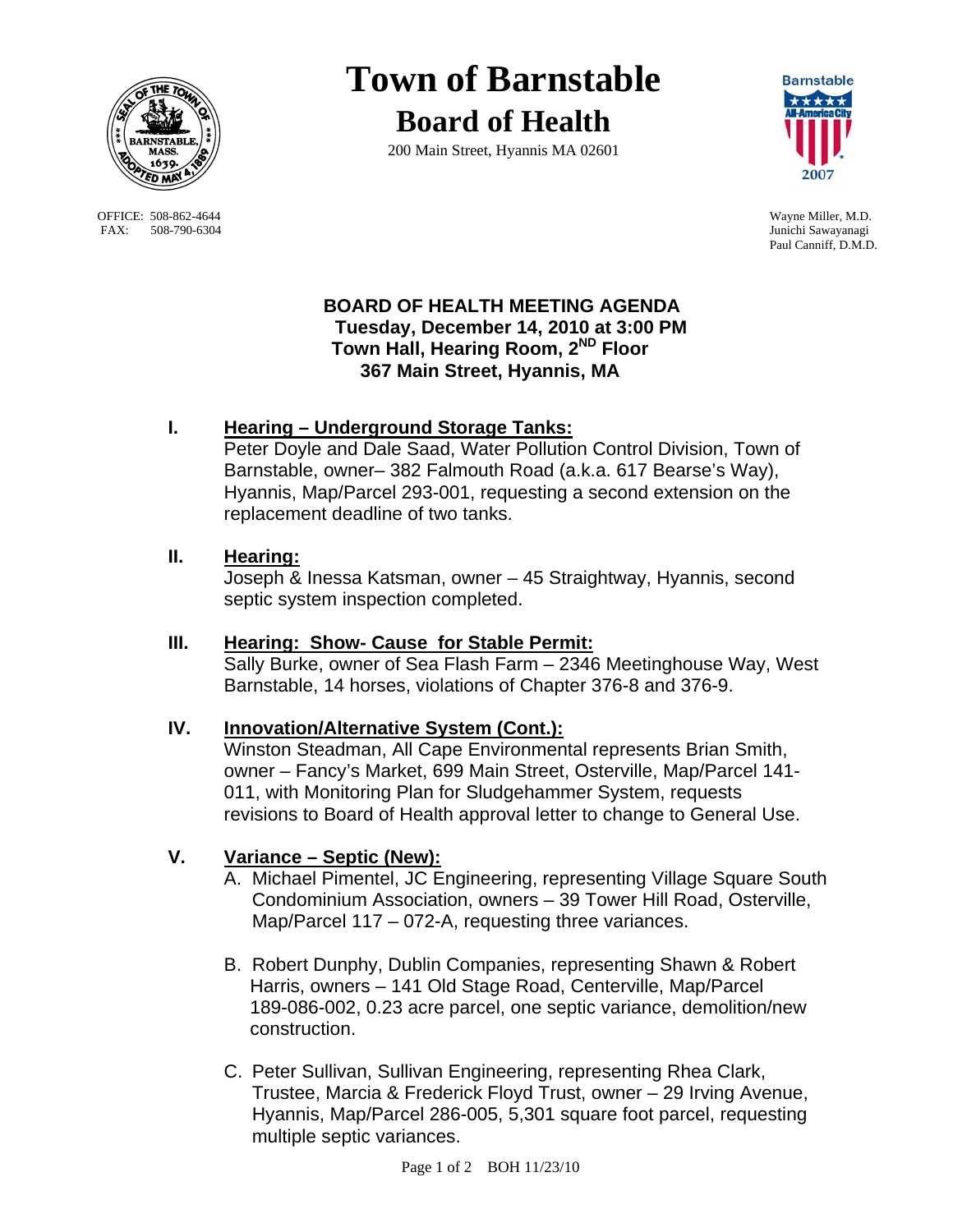# Town of Barnstable

## Board of Health

200 Main Street, Hyannis MA 02601

OFFICE: 508-862-4644
FAX: 508-790-6304

Wayne Miller, M.D.
Junichi Sawayanagi
Paul Canniff, D.M.D.

**BOARD OF HEALTH MEETING AGENDA**
**Tuesday, December 14, 2010 at 3:00 PM**
**Town Hall, Hearing Room, 2ND Floor**
**367 Main Street, Hyannis, MA**

**I. Hearing – Underground Storage Tanks:**
Peter Doyle and Dale Saad, Water Pollution Control Division, Town of Barnstable, owner– 382 Falmouth Road (a.k.a. 617 Bearse's Way), Hyannis, Map/Parcel 293-001, requesting a second extension on the replacement deadline of two tanks.

**II. Hearing:**
Joseph & Inessa Katsman, owner – 45 Straightway, Hyannis, second septic system inspection completed.

**III. Hearing: Show- Cause for Stable Permit:**
Sally Burke, owner of Sea Flash Farm – 2346 Meetinghouse Way, West Barnstable, 14 horses, violations of Chapter 376-8 and 376-9.

**IV. Innovation/Alternative System (Cont.):**
Winston Steadman, All Cape Environmental represents Brian Smith, owner – Fancy's Market, 699 Main Street, Osterville, Map/Parcel 141-011, with Monitoring Plan for Sludgehammer System, requests revisions to Board of Health approval letter to change to General Use.

**V. Variance – Septic (New):**

A. Michael Pimentel, JC Engineering, representing Village Square South Condominium Association, owners – 39 Tower Hill Road, Osterville, Map/Parcel 117 – 072-A, requesting three variances.

B. Robert Dunphy, Dublin Companies, representing Shawn & Robert Harris, owners – 141 Old Stage Road, Centerville, Map/Parcel 189-086-002, 0.23 acre parcel, one septic variance, demolition/new construction.

C. Peter Sullivan, Sullivan Engineering, representing Rhea Clark, Trustee, Marcia & Frederick Floyd Trust, owner – 29 Irving Avenue, Hyannis, Map/Parcel 286-005, 5,301 square foot parcel, requesting multiple septic variances.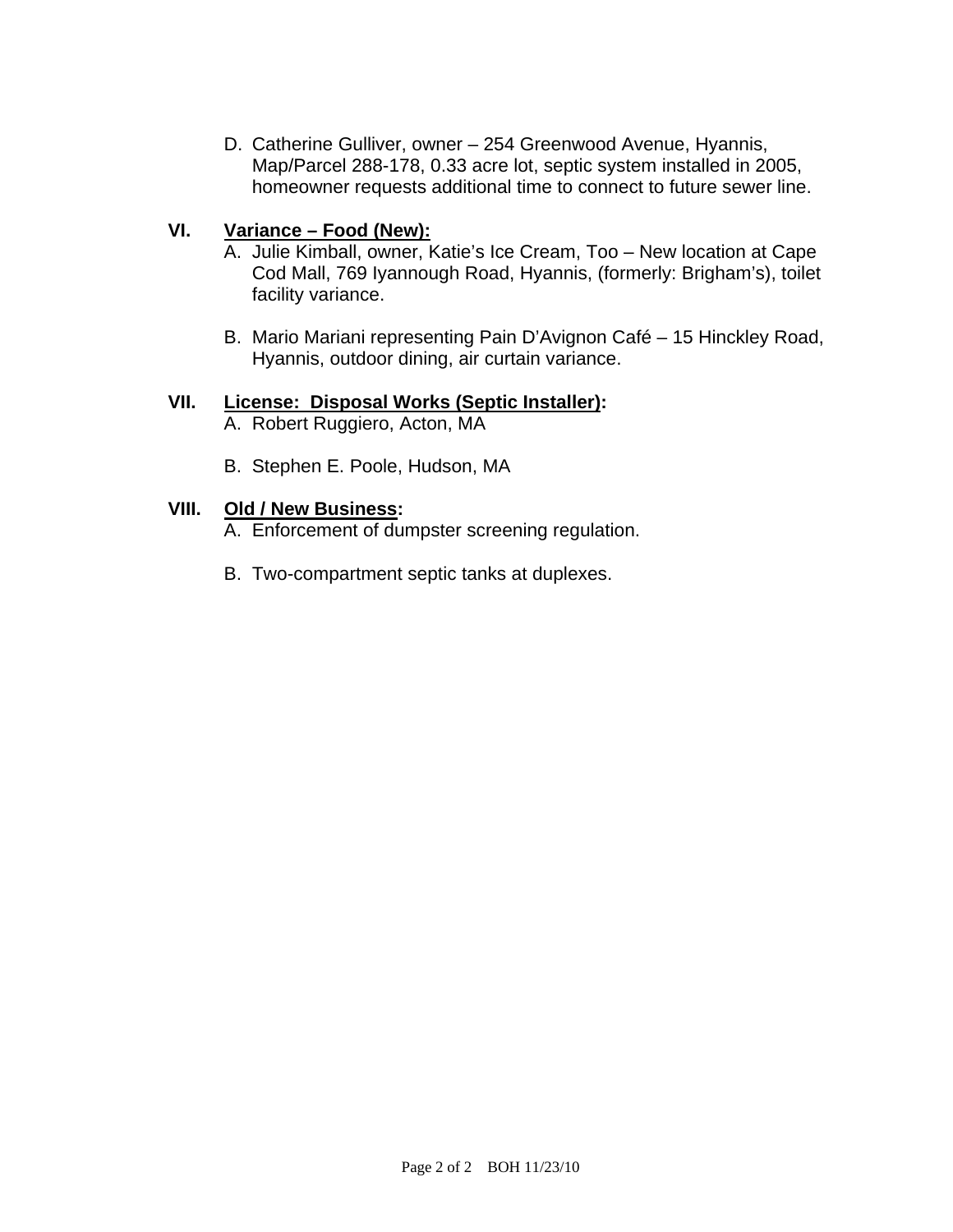D. Catherine Gulliver, owner – 254 Greenwood Avenue, Hyannis, Map/Parcel 288-178, 0.33 acre lot, septic system installed in 2005, homeowner requests additional time to connect to future sewer line.

## VI. Variance – Food (New):

A. Julie Kimball, owner, Katie's Ice Cream, Too – New location at Cape Cod Mall, 769 Iyannough Road, Hyannis, (formerly: Brigham's), toilet facility variance.

B. Mario Mariani representing Pain D'Avignon Café – 15 Hinckley Road, Hyannis, outdoor dining, air curtain variance.

## VII. License: Disposal Works (Septic Installer):

A. Robert Ruggiero, Acton, MA

B. Stephen E. Poole, Hudson, MA

## VIII. Old / New Business:

A. Enforcement of dumpster screening regulation.

B. Two-compartment septic tanks at duplexes.